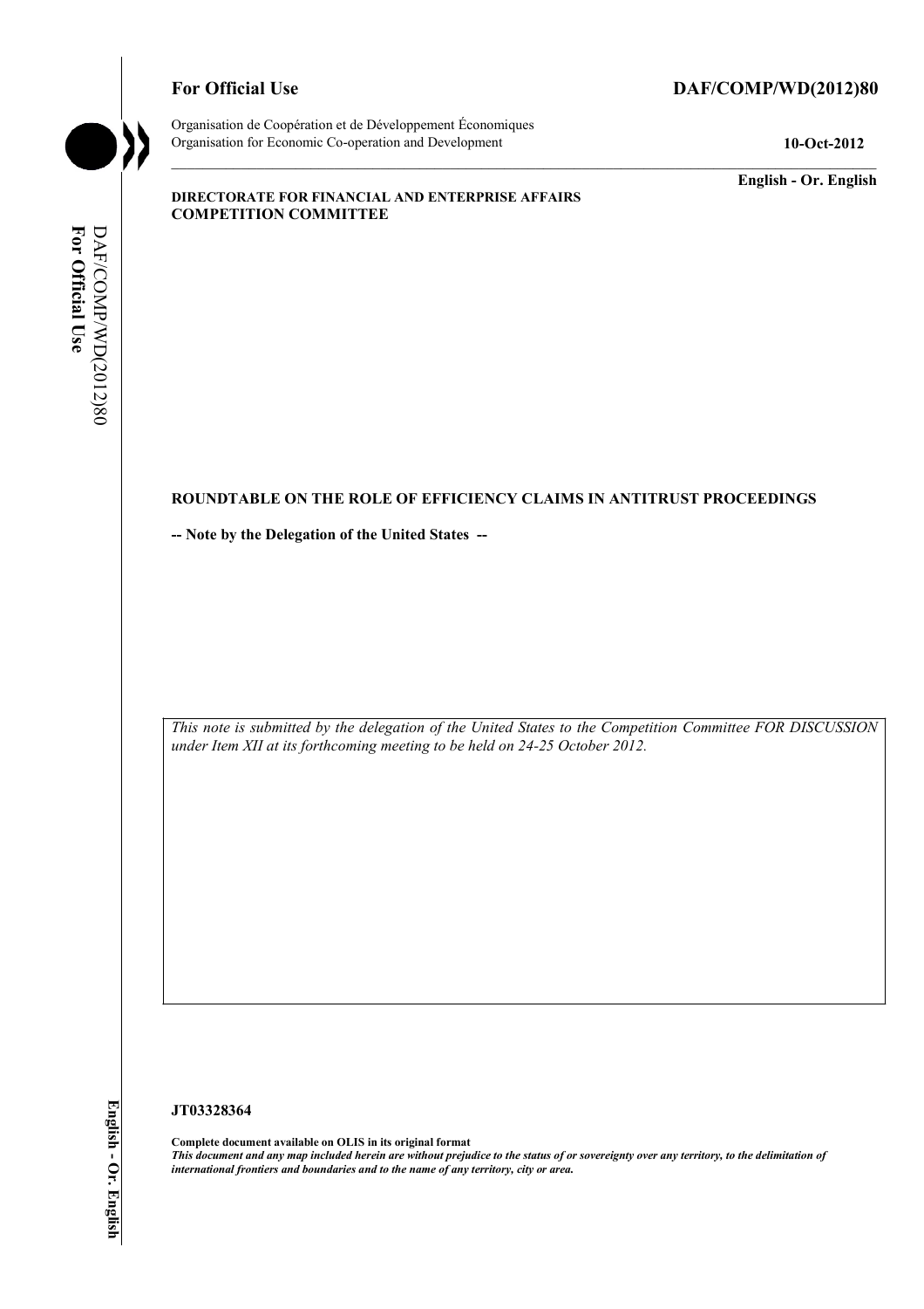**For Official Use** **DAF/COMP/WD(2012)80**

Organisation de Coopération et de Développement Économiques
Organisation for Economic Co-operation and Development

**10-Oct-2012**

**English - Or. English**

**DIRECTORATE FOR FINANCIAL AND ENTERPRISE AFFAIRS**
**COMPETITION COMMITTEE**

**ROUNDTABLE ON THE ROLE OF EFFICIENCY CLAIMS IN ANTITRUST PROCEEDINGS**

**-- Note by the Delegation of the United States --**

*This note is submitted by the delegation of the United States to the Competition Committee FOR DISCUSSION under Item XII at its forthcoming meeting to be held on 24-25 October 2012.*

**JT03328364**

**Complete document available on OLIS in its original format**
***This document and any map included herein are without prejudice to the status of or sovereignty over any territory, to the delimitation of international frontiers and boundaries and to the name of any territory, city or area.***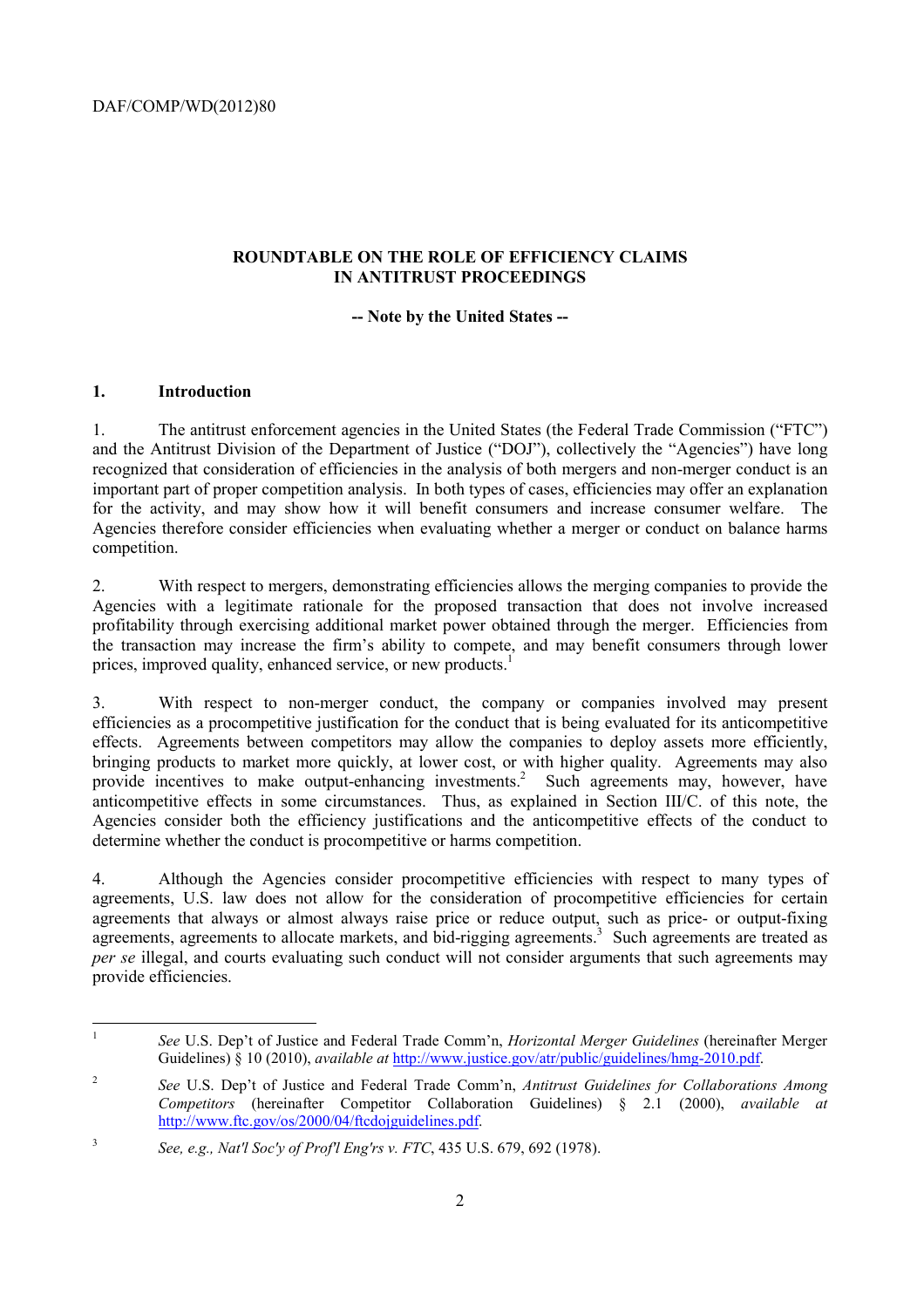## ROUNDTABLE ON THE ROLE OF EFFICIENCY CLAIMS IN ANTITRUST PROCEEDINGS

**-- Note by the United States --**

### 1. Introduction

1. The antitrust enforcement agencies in the United States (the Federal Trade Commission ("FTC") and the Antitrust Division of the Department of Justice ("DOJ"), collectively the "Agencies") have long recognized that consideration of efficiencies in the analysis of both mergers and non-merger conduct is an important part of proper competition analysis. In both types of cases, efficiencies may offer an explanation for the activity, and may show how it will benefit consumers and increase consumer welfare. The Agencies therefore consider efficiencies when evaluating whether a merger or conduct on balance harms competition.

2. With respect to mergers, demonstrating efficiencies allows the merging companies to provide the Agencies with a legitimate rationale for the proposed transaction that does not involve increased profitability through exercising additional market power obtained through the merger. Efficiencies from the transaction may increase the firm's ability to compete, and may benefit consumers through lower prices, improved quality, enhanced service, or new products.[1]

3. With respect to non-merger conduct, the company or companies involved may present efficiencies as a procompetitive justification for the conduct that is being evaluated for its anticompetitive effects. Agreements between competitors may allow the companies to deploy assets more efficiently, bringing products to market more quickly, at lower cost, or with higher quality. Agreements may also provide incentives to make output-enhancing investments.[2] Such agreements may, however, have anticompetitive effects in some circumstances. Thus, as explained in Section III/C. of this note, the Agencies consider both the efficiency justifications and the anticompetitive effects of the conduct to determine whether the conduct is procompetitive or harms competition.

4. Although the Agencies consider procompetitive efficiencies with respect to many types of agreements, U.S. law does not allow for the consideration of procompetitive efficiencies for certain agreements that always or almost always raise price or reduce output, such as price- or output-fixing agreements, agreements to allocate markets, and bid-rigging agreements.[3] Such agreements are treated as *per se* illegal, and courts evaluating such conduct will not consider arguments that such agreements may provide efficiencies.

---

[1] *See* U.S. Dep't of Justice and Federal Trade Comm'n, *Horizontal Merger Guidelines* (hereinafter Merger Guidelines) § 10 (2010), *available at* http://www.justice.gov/atr/public/guidelines/hmg-2010.pdf.

[2] *See* U.S. Dep't of Justice and Federal Trade Comm'n, *Antitrust Guidelines for Collaborations Among Competitors* (hereinafter Competitor Collaboration Guidelines) § 2.1 (2000), *available at* http://www.ftc.gov/os/2000/04/ftcdojguidelines.pdf.

[3] *See, e.g., Nat'l Soc'y of Prof'l Eng'rs v. FTC*, 435 U.S. 679, 692 (1978).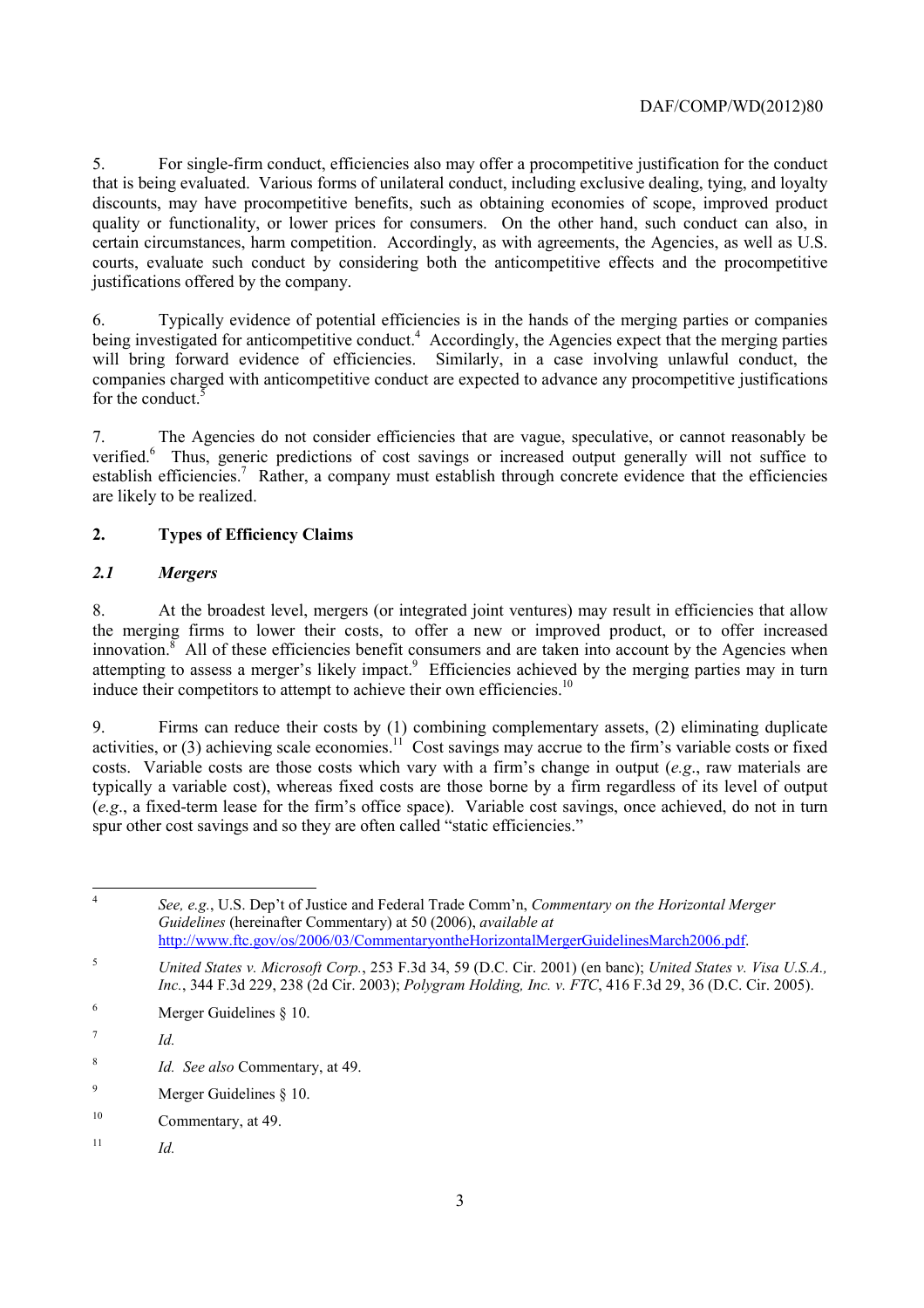5. For single-firm conduct, efficiencies also may offer a procompetitive justification for the conduct that is being evaluated. Various forms of unilateral conduct, including exclusive dealing, tying, and loyalty discounts, may have procompetitive benefits, such as obtaining economies of scope, improved product quality or functionality, or lower prices for consumers. On the other hand, such conduct can also, in certain circumstances, harm competition. Accordingly, as with agreements, the Agencies, as well as U.S. courts, evaluate such conduct by considering both the anticompetitive effects and the procompetitive justifications offered by the company.

6. Typically evidence of potential efficiencies is in the hands of the merging parties or companies being investigated for anticompetitive conduct.[4] Accordingly, the Agencies expect that the merging parties will bring forward evidence of efficiencies. Similarly, in a case involving unlawful conduct, the companies charged with anticompetitive conduct are expected to advance any procompetitive justifications for the conduct.[5]

7. The Agencies do not consider efficiencies that are vague, speculative, or cannot reasonably be verified.[6] Thus, generic predictions of cost savings or increased output generally will not suffice to establish efficiencies.[7] Rather, a company must establish through concrete evidence that the efficiencies are likely to be realized.

## 2. Types of Efficiency Claims

### *2.1 Mergers*

8. At the broadest level, mergers (or integrated joint ventures) may result in efficiencies that allow the merging firms to lower their costs, to offer a new or improved product, or to offer increased innovation.[8] All of these efficiencies benefit consumers and are taken into account by the Agencies when attempting to assess a merger's likely impact.[9] Efficiencies achieved by the merging parties may in turn induce their competitors to attempt to achieve their own efficiencies.[10]

9. Firms can reduce their costs by (1) combining complementary assets, (2) eliminating duplicate activities, or (3) achieving scale economies.[11] Cost savings may accrue to the firm's variable costs or fixed costs. Variable costs are those costs which vary with a firm's change in output (*e.g.*, raw materials are typically a variable cost), whereas fixed costs are those borne by a firm regardless of its level of output (*e.g.*, a fixed-term lease for the firm's office space). Variable cost savings, once achieved, do not in turn spur other cost savings and so they are often called "static efficiencies."

---

[4] *See, e.g.*, U.S. Dep't of Justice and Federal Trade Comm'n, *Commentary on the Horizontal Merger Guidelines* (hereinafter Commentary) at 50 (2006), *available at* http://www.ftc.gov/os/2006/03/CommentaryontheHorizontalMergerGuidelinesMarch2006.pdf.

[5] *United States v. Microsoft Corp.*, 253 F.3d 34, 59 (D.C. Cir. 2001) (en banc); *United States v. Visa U.S.A., Inc.*, 344 F.3d 229, 238 (2d Cir. 2003); *Polygram Holding, Inc. v. FTC*, 416 F.3d 29, 36 (D.C. Cir. 2005).

[6] Merger Guidelines § 10.

[7] *Id.*

[8] *Id. See also* Commentary, at 49.

[9] Merger Guidelines § 10.

[10] Commentary, at 49.

[11] *Id.*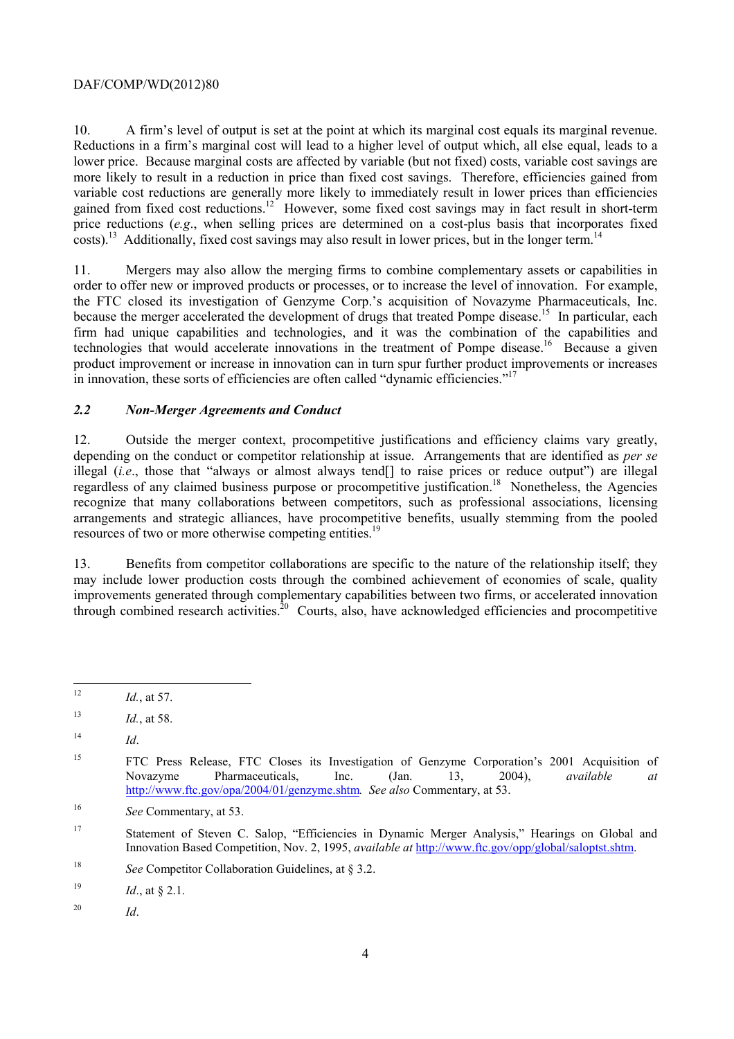10. A firm's level of output is set at the point at which its marginal cost equals its marginal revenue. Reductions in a firm's marginal cost will lead to a higher level of output which, all else equal, leads to a lower price. Because marginal costs are affected by variable (but not fixed) costs, variable cost savings are more likely to result in a reduction in price than fixed cost savings. Therefore, efficiencies gained from variable cost reductions are generally more likely to immediately result in lower prices than efficiencies gained from fixed cost reductions.[12] However, some fixed cost savings may in fact result in short-term price reductions (*e.g*., when selling prices are determined on a cost-plus basis that incorporates fixed costs).[13] Additionally, fixed cost savings may also result in lower prices, but in the longer term.[14]

11. Mergers may also allow the merging firms to combine complementary assets or capabilities in order to offer new or improved products or processes, or to increase the level of innovation. For example, the FTC closed its investigation of Genzyme Corp.'s acquisition of Novazyme Pharmaceuticals, Inc. because the merger accelerated the development of drugs that treated Pompe disease.[15] In particular, each firm had unique capabilities and technologies, and it was the combination of the capabilities and technologies that would accelerate innovations in the treatment of Pompe disease.[16] Because a given product improvement or increase in innovation can in turn spur further product improvements or increases in innovation, these sorts of efficiencies are often called "dynamic efficiencies."[17]

### *2.2 Non-Merger Agreements and Conduct*

12. Outside the merger context, procompetitive justifications and efficiency claims vary greatly, depending on the conduct or competitor relationship at issue. Arrangements that are identified as *per se* illegal (*i.e*., those that "always or almost always tend[] to raise prices or reduce output") are illegal regardless of any claimed business purpose or procompetitive justification.[18] Nonetheless, the Agencies recognize that many collaborations between competitors, such as professional associations, licensing arrangements and strategic alliances, have procompetitive benefits, usually stemming from the pooled resources of two or more otherwise competing entities.[19]

13. Benefits from competitor collaborations are specific to the nature of the relationship itself; they may include lower production costs through the combined achievement of economies of scale, quality improvements generated through complementary capabilities between two firms, or accelerated innovation through combined research activities.[20] Courts, also, have acknowledged efficiencies and procompetitive

---

[12] *Id.*, at 57.

[13] *Id.*, at 58.

[14] *Id*.

[15] FTC Press Release, FTC Closes its Investigation of Genzyme Corporation's 2001 Acquisition of Novazyme Pharmaceuticals, Inc. (Jan. 13, 2004), *available at* http://www.ftc.gov/opa/2004/01/genzyme.shtm*. See also* Commentary, at 53.

[16] *See* Commentary, at 53.

[17] Statement of Steven C. Salop, "Efficiencies in Dynamic Merger Analysis," Hearings on Global and Innovation Based Competition, Nov. 2, 1995, *available at* http://www.ftc.gov/opp/global/saloptst.shtm.

[18] *See* Competitor Collaboration Guidelines, at § 3.2.

[19] *Id*., at § 2.1.

[20] *Id*.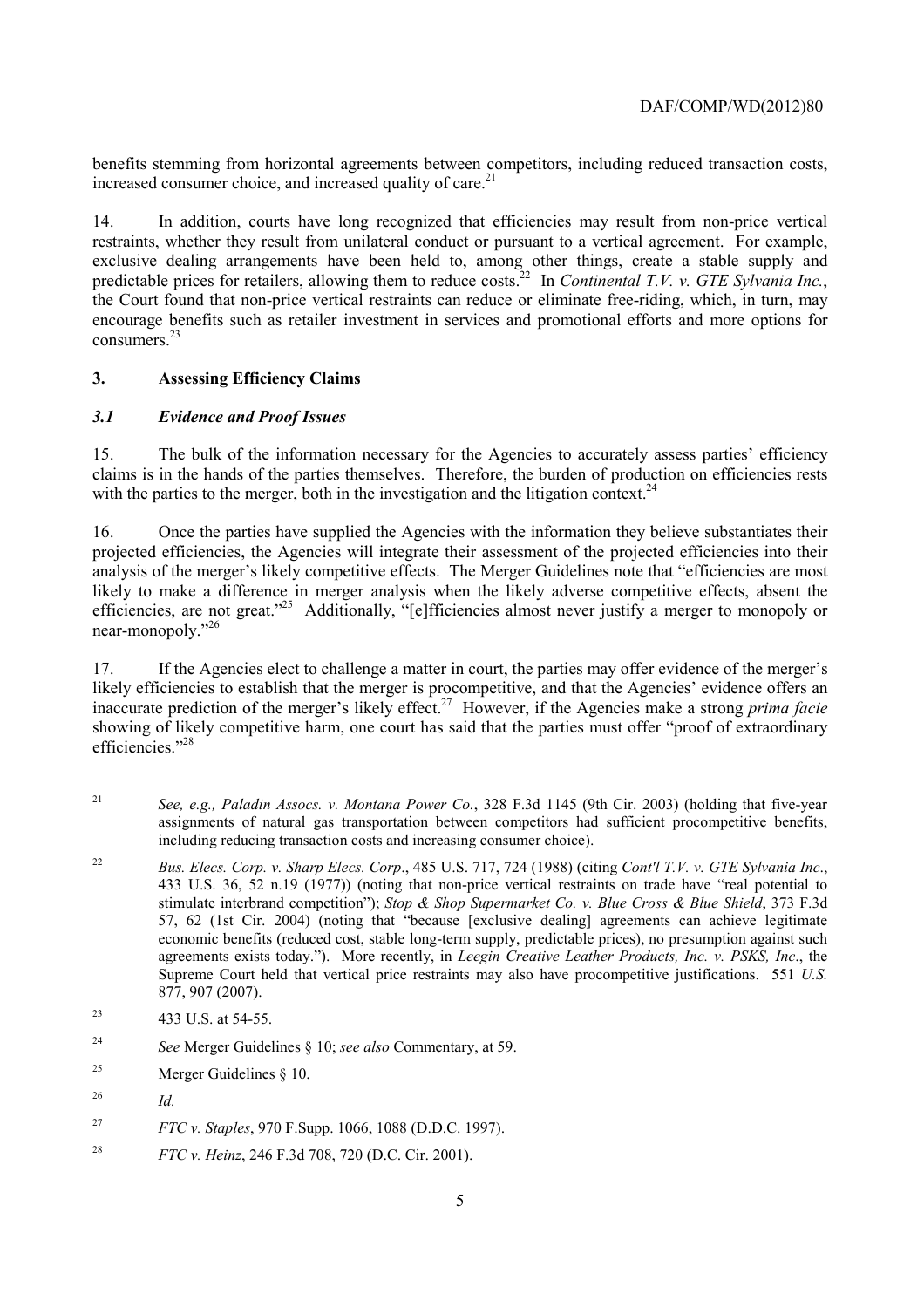benefits stemming from horizontal agreements between competitors, including reduced transaction costs, increased consumer choice, and increased quality of care.[21]

14. In addition, courts have long recognized that efficiencies may result from non-price vertical restraints, whether they result from unilateral conduct or pursuant to a vertical agreement. For example, exclusive dealing arrangements have been held to, among other things, create a stable supply and predictable prices for retailers, allowing them to reduce costs.[22] In *Continental T.V. v. GTE Sylvania Inc.*, the Court found that non-price vertical restraints can reduce or eliminate free-riding, which, in turn, may encourage benefits such as retailer investment in services and promotional efforts and more options for consumers.[23]

## 3. Assessing Efficiency Claims

### *3.1 Evidence and Proof Issues*

15. The bulk of the information necessary for the Agencies to accurately assess parties' efficiency claims is in the hands of the parties themselves. Therefore, the burden of production on efficiencies rests with the parties to the merger, both in the investigation and the litigation context.[24]

16. Once the parties have supplied the Agencies with the information they believe substantiates their projected efficiencies, the Agencies will integrate their assessment of the projected efficiencies into their analysis of the merger's likely competitive effects. The Merger Guidelines note that "efficiencies are most likely to make a difference in merger analysis when the likely adverse competitive effects, absent the efficiencies, are not great."[25] Additionally, "[e]fficiencies almost never justify a merger to monopoly or near-monopoly."[26]

17. If the Agencies elect to challenge a matter in court, the parties may offer evidence of the merger's likely efficiencies to establish that the merger is procompetitive, and that the Agencies' evidence offers an inaccurate prediction of the merger's likely effect.[27] However, if the Agencies make a strong *prima facie* showing of likely competitive harm, one court has said that the parties must offer "proof of extraordinary efficiencies."[28]

---

[21] *See, e.g., Paladin Assocs. v. Montana Power Co.*, 328 F.3d 1145 (9th Cir. 2003) (holding that five-year assignments of natural gas transportation between competitors had sufficient procompetitive benefits, including reducing transaction costs and increasing consumer choice).

[22] *Bus. Elecs. Corp. v. Sharp Elecs. Corp*., 485 U.S. 717, 724 (1988) (citing *Cont'l T.V. v. GTE Sylvania Inc*., 433 U.S. 36, 52 n.19 (1977)) (noting that non-price vertical restraints on trade have "real potential to stimulate interbrand competition"); *Stop & Shop Supermarket Co. v. Blue Cross & Blue Shield*, 373 F.3d 57, 62 (1st Cir. 2004) (noting that "because [exclusive dealing] agreements can achieve legitimate economic benefits (reduced cost, stable long-term supply, predictable prices), no presumption against such agreements exists today."). More recently, in *Leegin Creative Leather Products, Inc. v. PSKS, Inc*., the Supreme Court held that vertical price restraints may also have procompetitive justifications. 551 *U.S.* 877, 907 (2007).

[23] 433 U.S. at 54-55.

[24] *See* Merger Guidelines § 10; *see also* Commentary, at 59.

[25] Merger Guidelines § 10.

[26] *Id.*

[27] *FTC v. Staples*, 970 F.Supp. 1066, 1088 (D.D.C. 1997).

[28] *FTC v. Heinz*, 246 F.3d 708, 720 (D.C. Cir. 2001).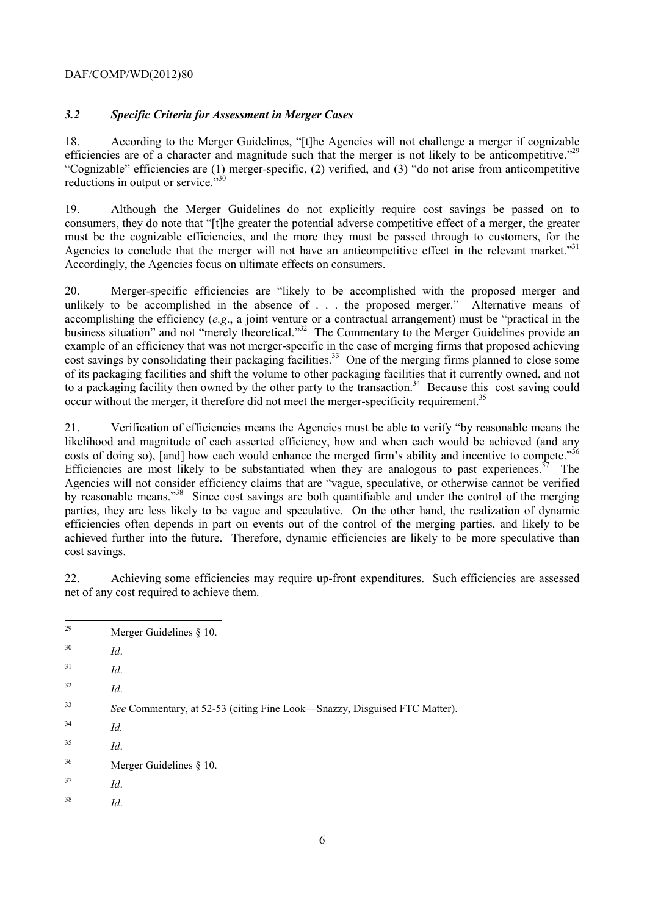### *3.2 Specific Criteria for Assessment in Merger Cases*

18. According to the Merger Guidelines, "[t]he Agencies will not challenge a merger if cognizable efficiencies are of a character and magnitude such that the merger is not likely to be anticompetitive."[29] "Cognizable" efficiencies are (1) merger-specific, (2) verified, and (3) "do not arise from anticompetitive reductions in output or service."[30]

19. Although the Merger Guidelines do not explicitly require cost savings be passed on to consumers, they do note that "[t]he greater the potential adverse competitive effect of a merger, the greater must be the cognizable efficiencies, and the more they must be passed through to customers, for the Agencies to conclude that the merger will not have an anticompetitive effect in the relevant market."[31] Accordingly, the Agencies focus on ultimate effects on consumers.

20. Merger-specific efficiencies are "likely to be accomplished with the proposed merger and unlikely to be accomplished in the absence of . . . the proposed merger." Alternative means of accomplishing the efficiency (*e.g*., a joint venture or a contractual arrangement) must be "practical in the business situation" and not "merely theoretical."[32] The Commentary to the Merger Guidelines provide an example of an efficiency that was not merger-specific in the case of merging firms that proposed achieving cost savings by consolidating their packaging facilities.[33] One of the merging firms planned to close some of its packaging facilities and shift the volume to other packaging facilities that it currently owned, and not to a packaging facility then owned by the other party to the transaction.[34] Because this cost saving could occur without the merger, it therefore did not meet the merger-specificity requirement.[35]

21. Verification of efficiencies means the Agencies must be able to verify "by reasonable means the likelihood and magnitude of each asserted efficiency, how and when each would be achieved (and any costs of doing so), [and] how each would enhance the merged firm's ability and incentive to compete."[36] Efficiencies are most likely to be substantiated when they are analogous to past experiences.[37] The Agencies will not consider efficiency claims that are "vague, speculative, or otherwise cannot be verified by reasonable means."[38] Since cost savings are both quantifiable and under the control of the merging parties, they are less likely to be vague and speculative. On the other hand, the realization of dynamic efficiencies often depends in part on events out of the control of the merging parties, and likely to be achieved further into the future. Therefore, dynamic efficiencies are likely to be more speculative than cost savings.

22. Achieving some efficiencies may require up-front expenditures. Such efficiencies are assessed net of any cost required to achieve them.

---

[29] Merger Guidelines § 10.

[30] *Id*.

[31] *Id*.

[32] *Id*.

[33] *See* Commentary, at 52-53 (citing Fine Look—Snazzy, Disguised FTC Matter).

[34] *Id.*

[35] *Id*.

[36] Merger Guidelines § 10.

[37] *Id*.

[38] *Id*.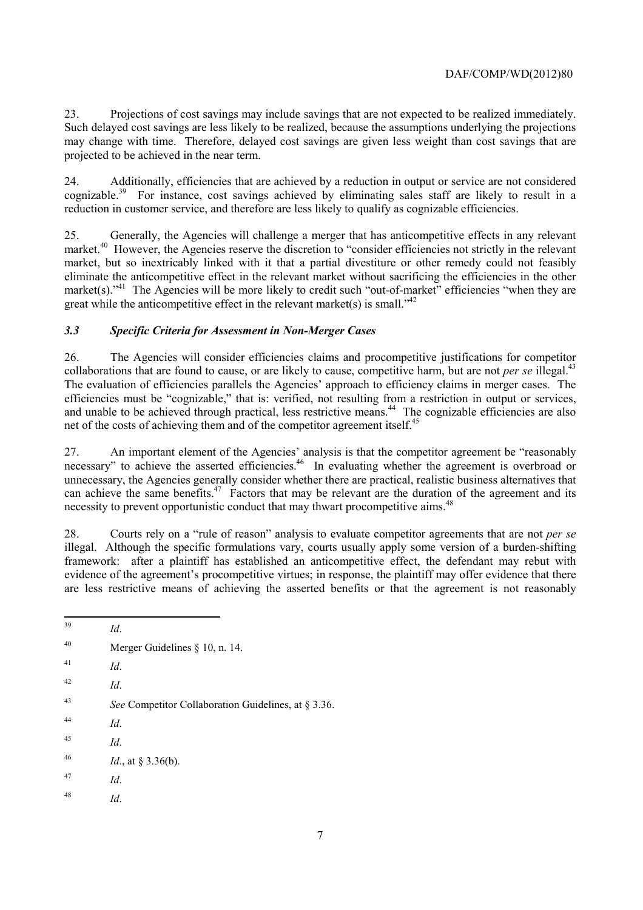23. Projections of cost savings may include savings that are not expected to be realized immediately. Such delayed cost savings are less likely to be realized, because the assumptions underlying the projections may change with time. Therefore, delayed cost savings are given less weight than cost savings that are projected to be achieved in the near term.

24. Additionally, efficiencies that are achieved by a reduction in output or service are not considered cognizable.[39] For instance, cost savings achieved by eliminating sales staff are likely to result in a reduction in customer service, and therefore are less likely to qualify as cognizable efficiencies.

25. Generally, the Agencies will challenge a merger that has anticompetitive effects in any relevant market.[40] However, the Agencies reserve the discretion to "consider efficiencies not strictly in the relevant market, but so inextricably linked with it that a partial divestiture or other remedy could not feasibly eliminate the anticompetitive effect in the relevant market without sacrificing the efficiencies in the other market(s)."[41] The Agencies will be more likely to credit such "out-of-market" efficiencies "when they are great while the anticompetitive effect in the relevant market(s) is small."[42]

### *3.3 Specific Criteria for Assessment in Non-Merger Cases*

26. The Agencies will consider efficiencies claims and procompetitive justifications for competitor collaborations that are found to cause, or are likely to cause, competitive harm, but are not *per se* illegal.[43] The evaluation of efficiencies parallels the Agencies' approach to efficiency claims in merger cases. The efficiencies must be "cognizable," that is: verified, not resulting from a restriction in output or services, and unable to be achieved through practical, less restrictive means.[44] The cognizable efficiencies are also net of the costs of achieving them and of the competitor agreement itself.[45]

27. An important element of the Agencies' analysis is that the competitor agreement be "reasonably necessary" to achieve the asserted efficiencies.[46] In evaluating whether the agreement is overbroad or unnecessary, the Agencies generally consider whether there are practical, realistic business alternatives that can achieve the same benefits.[47] Factors that may be relevant are the duration of the agreement and its necessity to prevent opportunistic conduct that may thwart procompetitive aims.[48]

28. Courts rely on a "rule of reason" analysis to evaluate competitor agreements that are not *per se* illegal. Although the specific formulations vary, courts usually apply some version of a burden-shifting framework: after a plaintiff has established an anticompetitive effect, the defendant may rebut with evidence of the agreement's procompetitive virtues; in response, the plaintiff may offer evidence that there are less restrictive means of achieving the asserted benefits or that the agreement is not reasonably

---

[39] *Id*.

[40] Merger Guidelines § 10, n. 14.

[41] *Id*.

[42] *Id*.

[43] *See* Competitor Collaboration Guidelines, at § 3.36.

[44] *Id*.

[45] *Id*.

[46] *Id*., at § 3.36(b).

[47] *Id*.

[48] *Id*.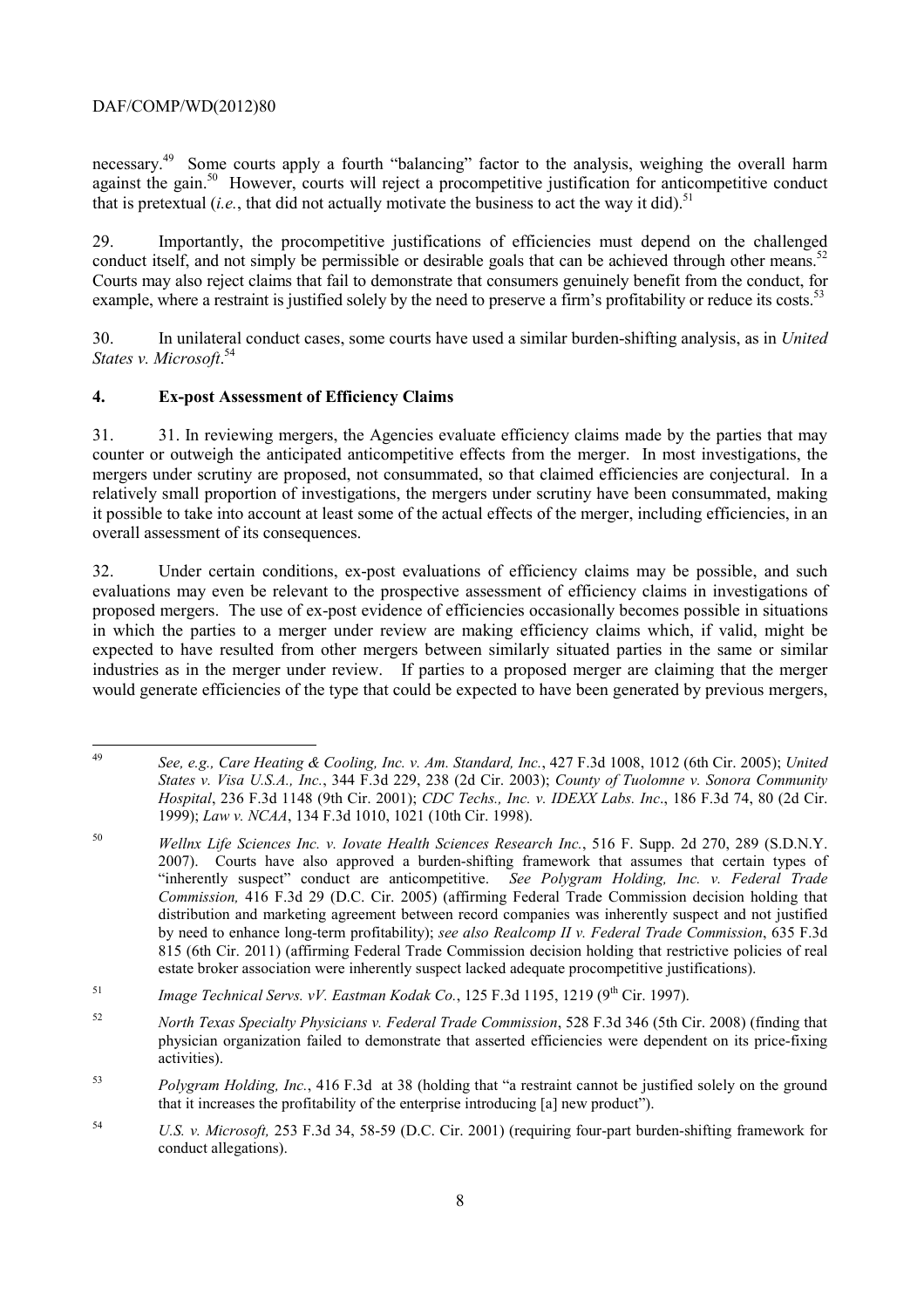necessary.[49] Some courts apply a fourth "balancing" factor to the analysis, weighing the overall harm against the gain.[50] However, courts will reject a procompetitive justification for anticompetitive conduct that is pretextual (*i.e.*, that did not actually motivate the business to act the way it did).[51]

29. Importantly, the procompetitive justifications of efficiencies must depend on the challenged conduct itself, and not simply be permissible or desirable goals that can be achieved through other means.[52] Courts may also reject claims that fail to demonstrate that consumers genuinely benefit from the conduct, for example, where a restraint is justified solely by the need to preserve a firm's profitability or reduce its costs.[53]

30. In unilateral conduct cases, some courts have used a similar burden-shifting analysis, as in *United States v. Microsoft*.[54]

## 4. Ex-post Assessment of Efficiency Claims

31. 31. In reviewing mergers, the Agencies evaluate efficiency claims made by the parties that may counter or outweigh the anticipated anticompetitive effects from the merger. In most investigations, the mergers under scrutiny are proposed, not consummated, so that claimed efficiencies are conjectural. In a relatively small proportion of investigations, the mergers under scrutiny have been consummated, making it possible to take into account at least some of the actual effects of the merger, including efficiencies, in an overall assessment of its consequences.

32. Under certain conditions, ex-post evaluations of efficiency claims may be possible, and such evaluations may even be relevant to the prospective assessment of efficiency claims in investigations of proposed mergers. The use of ex-post evidence of efficiencies occasionally becomes possible in situations in which the parties to a merger under review are making efficiency claims which, if valid, might be expected to have resulted from other mergers between similarly situated parties in the same or similar industries as in the merger under review. If parties to a proposed merger are claiming that the merger would generate efficiencies of the type that could be expected to have been generated by previous mergers,

---

[49] *See, e.g., Care Heating & Cooling, Inc. v. Am. Standard, Inc.*, 427 F.3d 1008, 1012 (6th Cir. 2005); *United States v. Visa U.S.A., Inc.*, 344 F.3d 229, 238 (2d Cir. 2003); *County of Tuolomne v. Sonora Community Hospital*, 236 F.3d 1148 (9th Cir. 2001); *CDC Techs., Inc. v. IDEXX Labs. Inc*., 186 F.3d 74, 80 (2d Cir. 1999); *Law v. NCAA*, 134 F.3d 1010, 1021 (10th Cir. 1998).

[50] *Wellnx Life Sciences Inc. v. Iovate Health Sciences Research Inc.*, 516 F. Supp. 2d 270, 289 (S.D.N.Y. 2007). Courts have also approved a burden-shifting framework that assumes that certain types of "inherently suspect" conduct are anticompetitive. *See Polygram Holding, Inc. v. Federal Trade Commission,* 416 F.3d 29 (D.C. Cir. 2005) (affirming Federal Trade Commission decision holding that distribution and marketing agreement between record companies was inherently suspect and not justified by need to enhance long-term profitability); *see also Realcomp II v. Federal Trade Commission*, 635 F.3d 815 (6th Cir. 2011) (affirming Federal Trade Commission decision holding that restrictive policies of real estate broker association were inherently suspect lacked adequate procompetitive justifications).

[51] *Image Technical Servs. vV. Eastman Kodak Co.*, 125 F.3d 1195, 1219 (9th Cir. 1997).

[52] *North Texas Specialty Physicians v. Federal Trade Commission*, 528 F.3d 346 (5th Cir. 2008) (finding that physician organization failed to demonstrate that asserted efficiencies were dependent on its price-fixing activities).

[53] *Polygram Holding, Inc.*, 416 F.3d at 38 (holding that "a restraint cannot be justified solely on the ground that it increases the profitability of the enterprise introducing [a] new product").

[54] *U.S. v. Microsoft,* 253 F.3d 34, 58-59 (D.C. Cir. 2001) (requiring four-part burden-shifting framework for conduct allegations).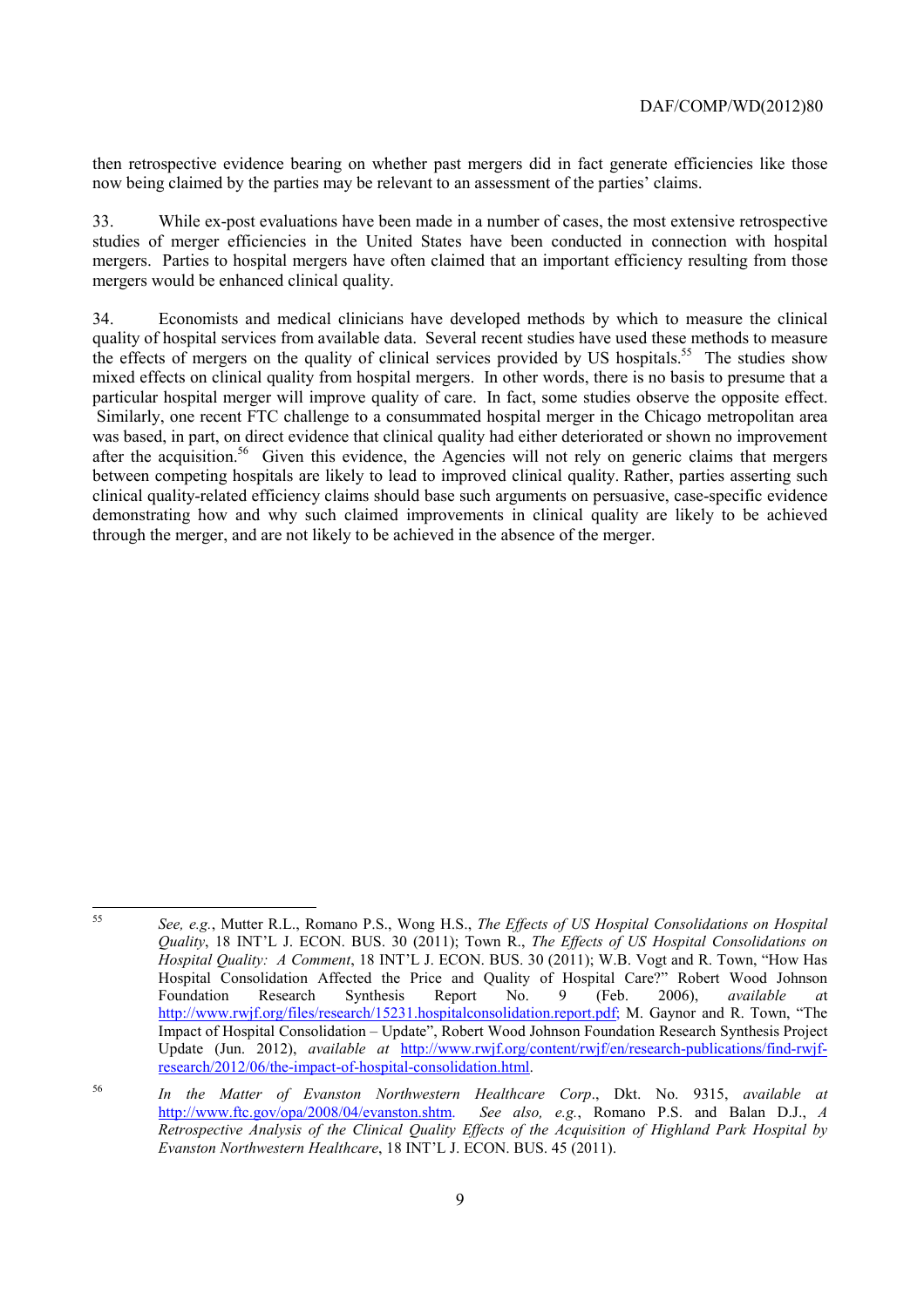then retrospective evidence bearing on whether past mergers did in fact generate efficiencies like those now being claimed by the parties may be relevant to an assessment of the parties' claims.

33. While ex-post evaluations have been made in a number of cases, the most extensive retrospective studies of merger efficiencies in the United States have been conducted in connection with hospital mergers. Parties to hospital mergers have often claimed that an important efficiency resulting from those mergers would be enhanced clinical quality.

34. Economists and medical clinicians have developed methods by which to measure the clinical quality of hospital services from available data. Several recent studies have used these methods to measure the effects of mergers on the quality of clinical services provided by US hospitals.[55] The studies show mixed effects on clinical quality from hospital mergers. In other words, there is no basis to presume that a particular hospital merger will improve quality of care. In fact, some studies observe the opposite effect. Similarly, one recent FTC challenge to a consummated hospital merger in the Chicago metropolitan area was based, in part, on direct evidence that clinical quality had either deteriorated or shown no improvement after the acquisition.[56] Given this evidence, the Agencies will not rely on generic claims that mergers between competing hospitals are likely to lead to improved clinical quality. Rather, parties asserting such clinical quality-related efficiency claims should base such arguments on persuasive, case-specific evidence demonstrating how and why such claimed improvements in clinical quality are likely to be achieved through the merger, and are not likely to be achieved in the absence of the merger.

---

[55] *See, e.g.*, Mutter R.L., Romano P.S., Wong H.S., *The Effects of US Hospital Consolidations on Hospital Quality*, 18 INT'L J. ECON. BUS. 30 (2011); Town R., *The Effects of US Hospital Consolidations on Hospital Quality: A Comment*, 18 INT'L J. ECON. BUS. 30 (2011); W.B. Vogt and R. Town, "How Has Hospital Consolidation Affected the Price and Quality of Hospital Care?" Robert Wood Johnson Foundation Research Synthesis Report No. 9 (Feb. 2006), *available at* http://www.rwjf.org/files/research/15231.hospitalconsolidation.report.pdf; M. Gaynor and R. Town, "The Impact of Hospital Consolidation – Update", Robert Wood Johnson Foundation Research Synthesis Project Update (Jun. 2012), *available at* http://www.rwjf.org/content/rwjf/en/research-publications/find-rwjf-research/2012/06/the-impact-of-hospital-consolidation.html.

[56] *In the Matter of Evanston Northwestern Healthcare Corp.*, Dkt. No. 9315, *available at* http://www.ftc.gov/opa/2008/04/evanston.shtm. *See also, e.g.*, Romano P.S. and Balan D.J., *A Retrospective Analysis of the Clinical Quality Effects of the Acquisition of Highland Park Hospital by Evanston Northwestern Healthcare*, 18 INT'L J. ECON. BUS. 45 (2011).